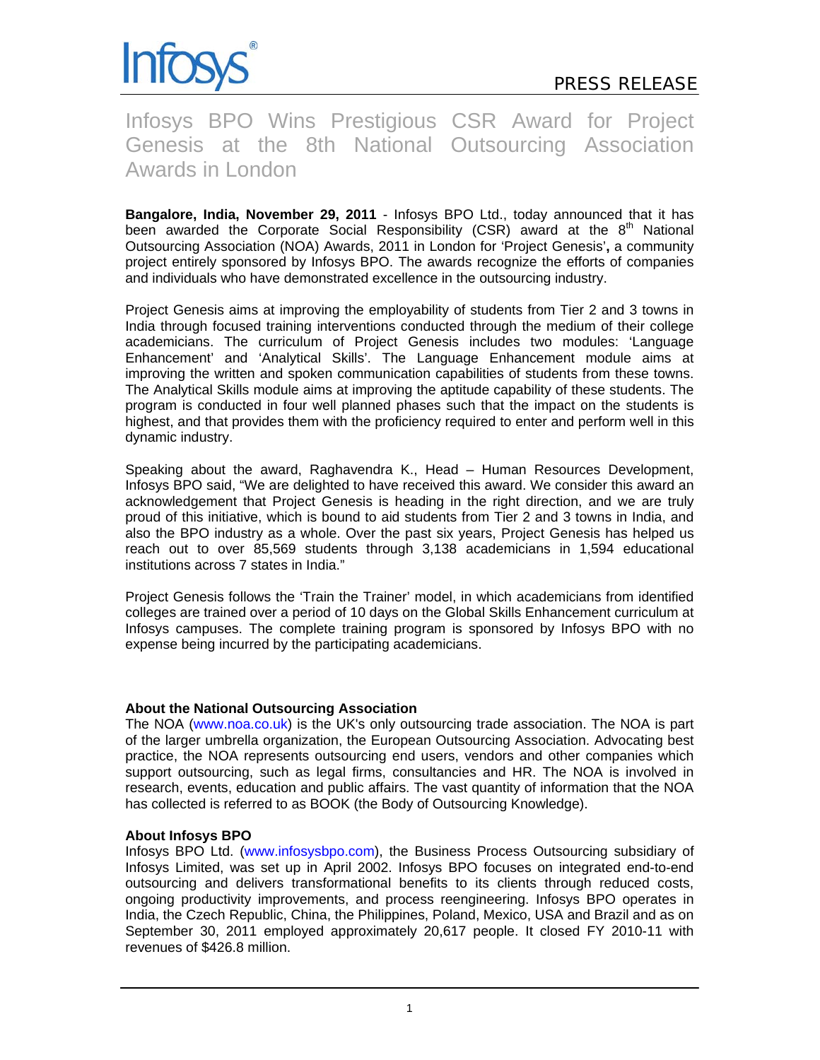Infosys®

PRESS RELEASE

# Infosys BPO Wins Prestigious CSR Award for Project Genesis at the 8th National Outsourcing Association Awards in London

**Bangalore, India, November 29, 2011** - Infosys BPO Ltd., today announced that it has been awarded the Corporate Social Responsibility (CSR) award at the 8th National Outsourcing Association (NOA) Awards, 2011 in London for 'Project Genesis'**,** a community project entirely sponsored by Infosys BPO. The awards recognize the efforts of companies and individuals who have demonstrated excellence in the outsourcing industry.

Project Genesis aims at improving the employability of students from Tier 2 and 3 towns in India through focused training interventions conducted through the medium of their college academicians. The curriculum of Project Genesis includes two modules: 'Language Enhancement' and 'Analytical Skills'. The Language Enhancement module aims at improving the written and spoken communication capabilities of students from these towns. The Analytical Skills module aims at improving the aptitude capability of these students. The program is conducted in four well planned phases such that the impact on the students is highest, and that provides them with the proficiency required to enter and perform well in this dynamic industry.

Speaking about the award, Raghavendra K., Head – Human Resources Development, Infosys BPO said, "We are delighted to have received this award. We consider this award an acknowledgement that Project Genesis is heading in the right direction, and we are truly proud of this initiative, which is bound to aid students from Tier 2 and 3 towns in India, and also the BPO industry as a whole. Over the past six years, Project Genesis has helped us reach out to over 85,569 students through 3,138 academicians in 1,594 educational institutions across 7 states in India."

Project Genesis follows the 'Train the Trainer' model, in which academicians from identified colleges are trained over a period of 10 days on the Global Skills Enhancement curriculum at Infosys campuses. The complete training program is sponsored by Infosys BPO with no expense being incurred by the participating academicians.

**About the National Outsourcing Association**

The NOA (www.noa.co.uk) is the UK's only outsourcing trade association. The NOA is part of the larger umbrella organization, the European Outsourcing Association. Advocating best practice, the NOA represents outsourcing end users, vendors and other companies which support outsourcing, such as legal firms, consultancies and HR. The NOA is involved in research, events, education and public affairs. The vast quantity of information that the NOA has collected is referred to as BOOK (the Body of Outsourcing Knowledge).

**About Infosys BPO**

Infosys BPO Ltd. (www.infosysbpo.com), the Business Process Outsourcing subsidiary of Infosys Limited, was set up in April 2002. Infosys BPO focuses on integrated end-to-end outsourcing and delivers transformational benefits to its clients through reduced costs, ongoing productivity improvements, and process reengineering. Infosys BPO operates in India, the Czech Republic, China, the Philippines, Poland, Mexico, USA and Brazil and as on September 30, 2011 employed approximately 20,617 people. It closed FY 2010-11 with revenues of $426.8 million.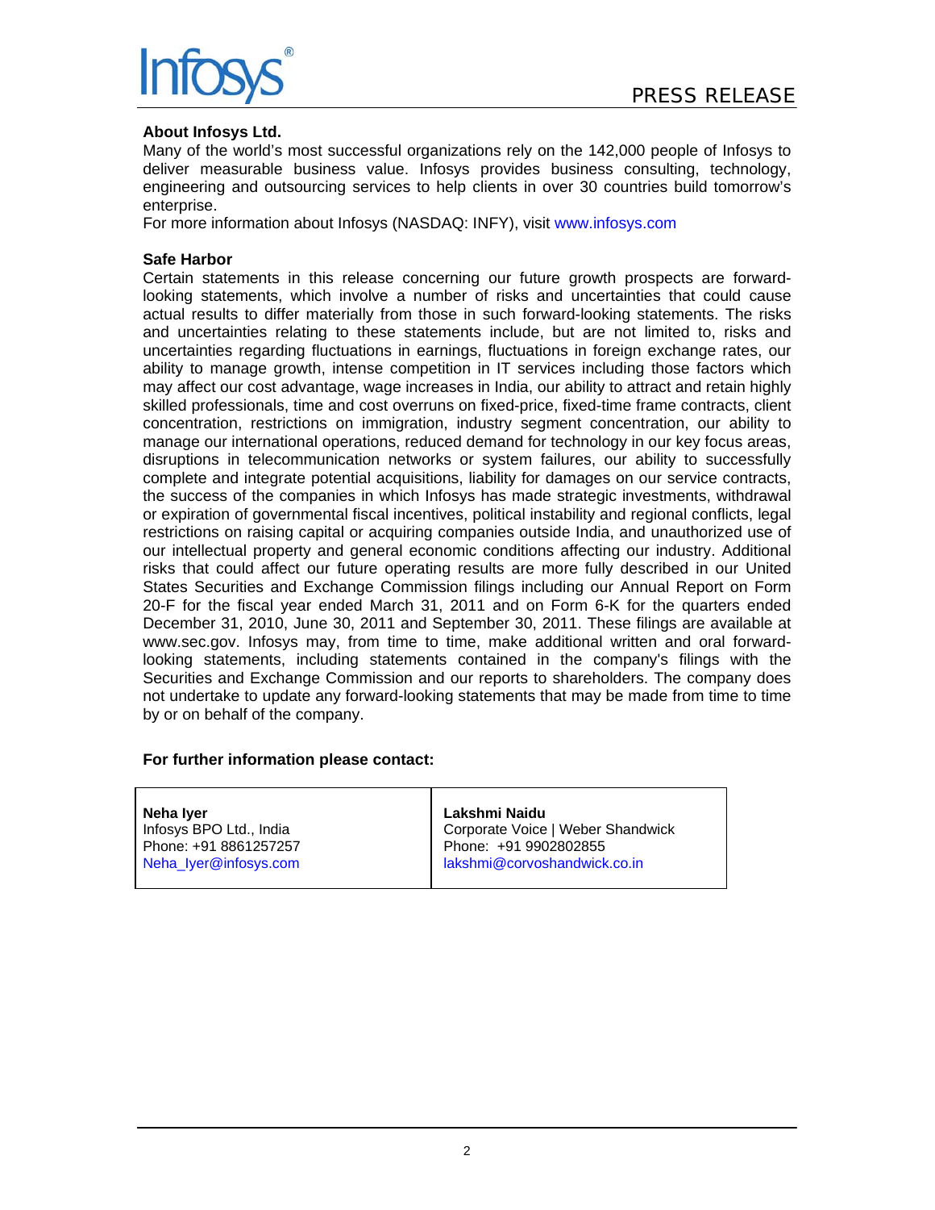### About Infosys Ltd.

Many of the world's most successful organizations rely on the 142,000 people of Infosys to deliver measurable business value. Infosys provides business consulting, technology, engineering and outsourcing services to help clients in over 30 countries build tomorrow's enterprise.

For more information about Infosys (NASDAQ: INFY), visit www.infosys.com

### Safe Harbor

Certain statements in this release concerning our future growth prospects are forward-looking statements, which involve a number of risks and uncertainties that could cause actual results to differ materially from those in such forward-looking statements. The risks and uncertainties relating to these statements include, but are not limited to, risks and uncertainties regarding fluctuations in earnings, fluctuations in foreign exchange rates, our ability to manage growth, intense competition in IT services including those factors which may affect our cost advantage, wage increases in India, our ability to attract and retain highly skilled professionals, time and cost overruns on fixed-price, fixed-time frame contracts, client concentration, restrictions on immigration, industry segment concentration, our ability to manage our international operations, reduced demand for technology in our key focus areas, disruptions in telecommunication networks or system failures, our ability to successfully complete and integrate potential acquisitions, liability for damages on our service contracts, the success of the companies in which Infosys has made strategic investments, withdrawal or expiration of governmental fiscal incentives, political instability and regional conflicts, legal restrictions on raising capital or acquiring companies outside India, and unauthorized use of our intellectual property and general economic conditions affecting our industry. Additional risks that could affect our future operating results are more fully described in our United States Securities and Exchange Commission filings including our Annual Report on Form 20-F for the fiscal year ended March 31, 2011 and on Form 6-K for the quarters ended December 31, 2010, June 30, 2011 and September 30, 2011. These filings are available at www.sec.gov. Infosys may, from time to time, make additional written and oral forward-looking statements, including statements contained in the company's filings with the Securities and Exchange Commission and our reports to shareholders. The company does not undertake to update any forward-looking statements that may be made from time to time by or on behalf of the company.

**For further information please contact:**

| | |
|---|---|
| **Neha Iyer**<br>Infosys BPO Ltd., India<br>Phone: +91 8861257257<br>Neha_Iyer@infosys.com | **Lakshmi Naidu**<br>Corporate Voice \| Weber Shandwick<br>Phone: +91 9902802855<br>lakshmi@corvoshandwick.co.in |